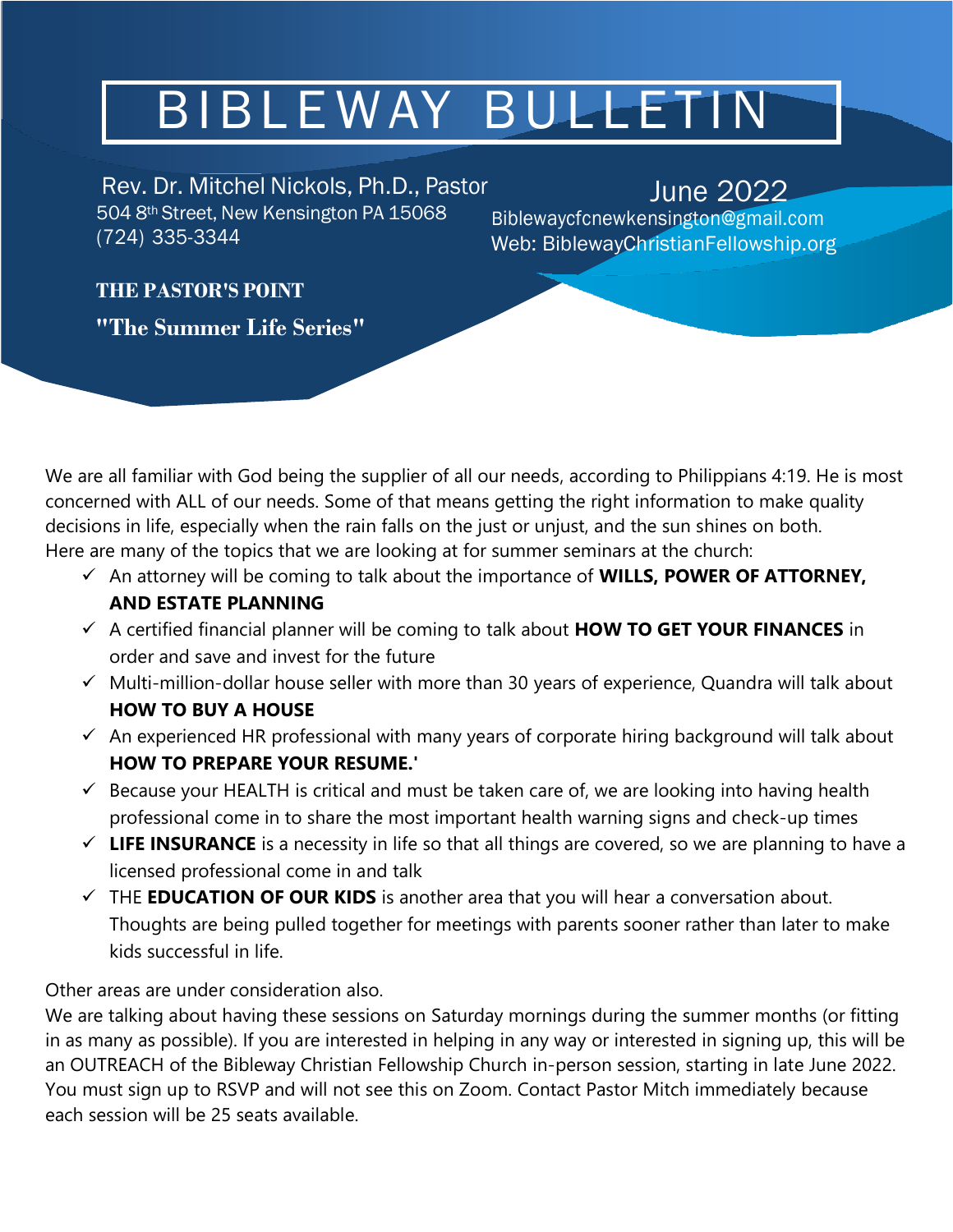# BIBLEWAY BULLETIN

Rev. Dr. Mitchel Nickols, Ph.D., Pastor
504 8th Street, New Kensington PA 15068
(724) 335-3344

June 2022
Biblewaycfcnewkensington@gmail.com
Web: BiblewayChristianFellowship.org

## THE PASTOR'S POINT

### "The Summer Life Series"

We are all familiar with God being the supplier of all our needs, according to Philippians 4:19. He is most concerned with ALL of our needs. Some of that means getting the right information to make quality decisions in life, especially when the rain falls on the just or unjust, and the sun shines on both.
Here are many of the topics that we are looking at for summer seminars at the church:

- ✓ An attorney will be coming to talk about the importance of **WILLS, POWER OF ATTORNEY, AND ESTATE PLANNING**
- ✓ A certified financial planner will be coming to talk about **HOW TO GET YOUR FINANCES** in order and save and invest for the future
- ✓ Multi-million-dollar house seller with more than 30 years of experience, Quandra will talk about **HOW TO BUY A HOUSE**
- ✓ An experienced HR professional with many years of corporate hiring background will talk about **HOW TO PREPARE YOUR RESUME.'**
- ✓ Because your HEALTH is critical and must be taken care of, we are looking into having health professional come in to share the most important health warning signs and check-up times
- ✓ **LIFE INSURANCE** is a necessity in life so that all things are covered, so we are planning to have a licensed professional come in and talk
- ✓ THE **EDUCATION OF OUR KIDS** is another area that you will hear a conversation about. Thoughts are being pulled together for meetings with parents sooner rather than later to make kids successful in life.

Other areas are under consideration also.
We are talking about having these sessions on Saturday mornings during the summer months (or fitting in as many as possible). If you are interested in helping in any way or interested in signing up, this will be an OUTREACH of the Bibleway Christian Fellowship Church in-person session, starting in late June 2022. You must sign up to RSVP and will not see this on Zoom. Contact Pastor Mitch immediately because each session will be 25 seats available.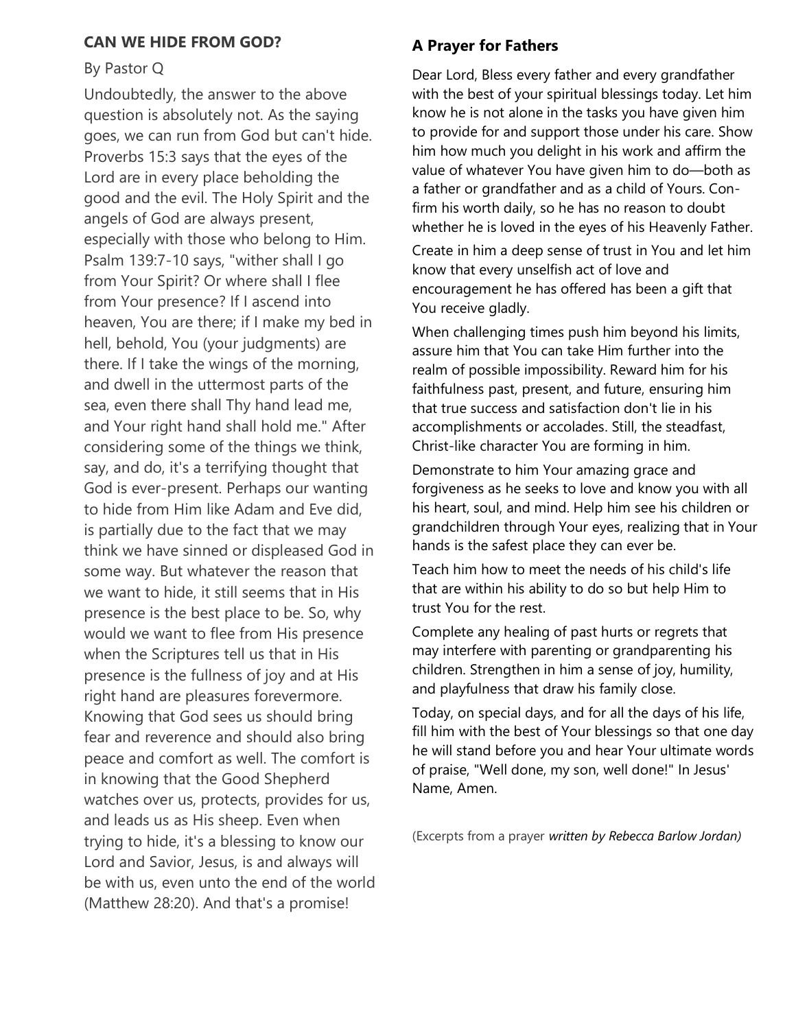### **CAN WE HIDE FROM GOD?**

By Pastor Q

Undoubtedly, the answer to the above question is absolutely not. As the saying goes, we can run from God but can't hide. Proverbs 15:3 says that the eyes of the Lord are in every place beholding the good and the evil. The Holy Spirit and the angels of God are always present, especially with those who belong to Him. Psalm 139:7-10 says, "wither shall I go from Your Spirit? Or where shall I flee from Your presence? If I ascend into heaven, You are there; if I make my bed in hell, behold, You (your judgments) are there. If I take the wings of the morning, and dwell in the uttermost parts of the sea, even there shall Thy hand lead me, and Your right hand shall hold me." After considering some of the things we think, say, and do, it's a terrifying thought that God is ever-present. Perhaps our wanting to hide from Him like Adam and Eve did, is partially due to the fact that we may think we have sinned or displeased God in some way. But whatever the reason that we want to hide, it still seems that in His presence is the best place to be. So, why would we want to flee from His presence when the Scriptures tell us that in His presence is the fullness of joy and at His right hand are pleasures forevermore. Knowing that God sees us should bring fear and reverence and should also bring peace and comfort as well. The comfort is in knowing that the Good Shepherd watches over us, protects, provides for us, and leads us as His sheep. Even when trying to hide, it's a blessing to know our Lord and Savior, Jesus, is and always will be with us, even unto the end of the world (Matthew 28:20). And that's a promise!

### **A Prayer for Fathers**

Dear Lord, Bless every father and every grandfather with the best of your spiritual blessings today. Let him know he is not alone in the tasks you have given him to provide for and support those under his care. Show him how much you delight in his work and affirm the value of whatever You have given him to do—both as a father or grandfather and as a child of Yours. Confirm his worth daily, so he has no reason to doubt whether he is loved in the eyes of his Heavenly Father.

Create in him a deep sense of trust in You and let him know that every unselfish act of love and encouragement he has offered has been a gift that You receive gladly.

When challenging times push him beyond his limits, assure him that You can take Him further into the realm of possible impossibility. Reward him for his faithfulness past, present, and future, ensuring him that true success and satisfaction don't lie in his accomplishments or accolades. Still, the steadfast, Christ-like character You are forming in him.

Demonstrate to him Your amazing grace and forgiveness as he seeks to love and know you with all his heart, soul, and mind. Help him see his children or grandchildren through Your eyes, realizing that in Your hands is the safest place they can ever be.

Teach him how to meet the needs of his child's life that are within his ability to do so but help Him to trust You for the rest.

Complete any healing of past hurts or regrets that may interfere with parenting or grandparenting his children. Strengthen in him a sense of joy, humility, and playfulness that draw his family close.

Today, on special days, and for all the days of his life, fill him with the best of Your blessings so that one day he will stand before you and hear Your ultimate words of praise, "Well done, my son, well done!" In Jesus' Name, Amen.

(Excerpts from a prayer *written by Rebecca Barlow Jordan)*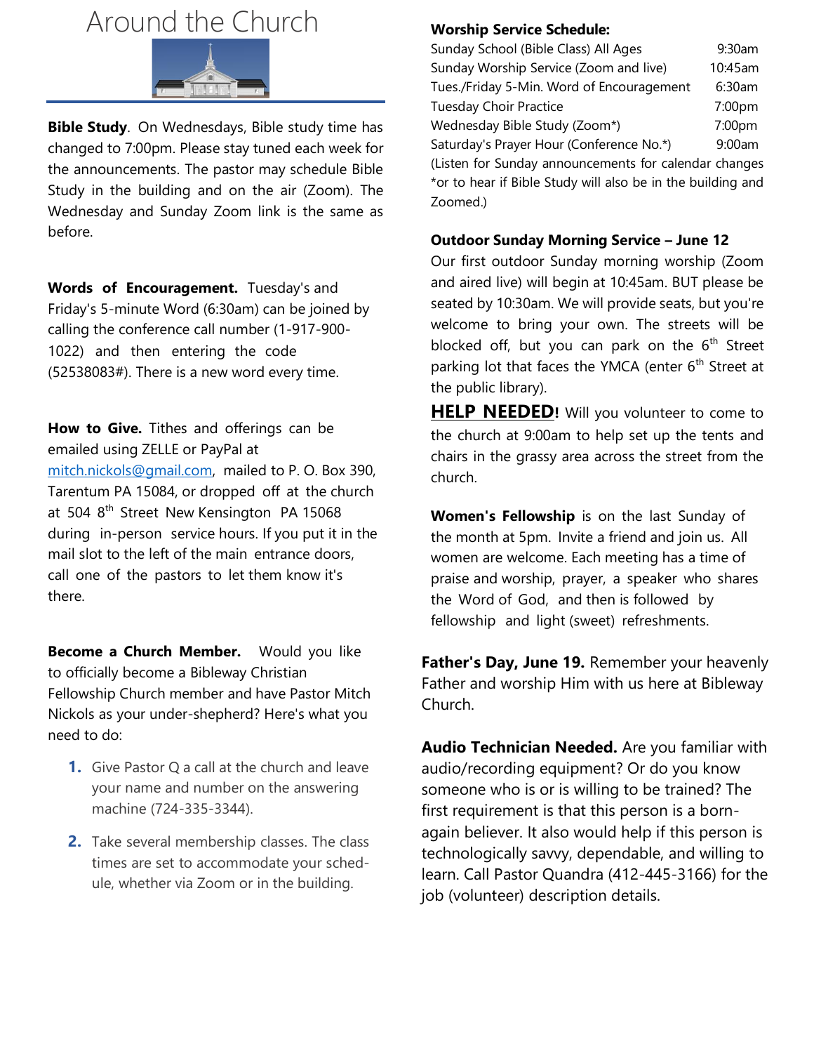# Around the Church

**Bible Study**. On Wednesdays, Bible study time has changed to 7:00pm. Please stay tuned each week for the announcements. The pastor may schedule Bible Study in the building and on the air (Zoom). The Wednesday and Sunday Zoom link is the same as before.

**Words of Encouragement.** Tuesday's and Friday's 5-minute Word (6:30am) can be joined by calling the conference call number (1-917-900-1022) and then entering the code (52538083#). There is a new word every time.

**How to Give.** Tithes and offerings can be emailed using ZELLE or PayPal at mitch.nickols@gmail.com, mailed to P. O. Box 390, Tarentum PA 15084, or dropped off at the church at 504 8th Street New Kensington PA 15068 during in-person service hours. If you put it in the mail slot to the left of the main entrance doors, call one of the pastors to let them know it's there.

**Become a Church Member.** Would you like to officially become a Bibleway Christian Fellowship Church member and have Pastor Mitch Nickols as your under-shepherd? Here's what you need to do:

1. Give Pastor Q a call at the church and leave your name and number on the answering machine (724-335-3344).
2. Take several membership classes. The class times are set to accommodate your schedule, whether via Zoom or in the building.

**Worship Service Schedule:**

| | |
|---|---|
| Sunday School (Bible Class) All Ages | 9:30am |
| Sunday Worship Service (Zoom and live) | 10:45am |
| Tues./Friday 5-Min. Word of Encouragement | 6:30am |
| Tuesday Choir Practice | 7:00pm |
| Wednesday Bible Study (Zoom*) | 7:00pm |
| Saturday's Prayer Hour (Conference No.*) | 9:00am |

(Listen for Sunday announcements for calendar changes *or to hear if Bible Study will also be in the building and Zoomed.)

**Outdoor Sunday Morning Service – June 12**

Our first outdoor Sunday morning worship (Zoom and aired live) will begin at 10:45am. BUT please be seated by 10:30am. We will provide seats, but you're welcome to bring your own. The streets will be blocked off, but you can park on the 6th Street parking lot that faces the YMCA (enter 6th Street at the public library).

**HELP NEEDED!** Will you volunteer to come to the church at 9:00am to help set up the tents and chairs in the grassy area across the street from the church.

**Women's Fellowship** is on the last Sunday of the month at 5pm. Invite a friend and join us. All women are welcome. Each meeting has a time of praise and worship, prayer, a speaker who shares the Word of God, and then is followed by fellowship and light (sweet) refreshments.

**Father's Day, June 19.** Remember your heavenly Father and worship Him with us here at Bibleway Church.

**Audio Technician Needed.** Are you familiar with audio/recording equipment? Or do you know someone who is or is willing to be trained? The first requirement is that this person is a born-again believer. It also would help if this person is technologically savvy, dependable, and willing to learn. Call Pastor Quandra (412-445-3166) for the job (volunteer) description details.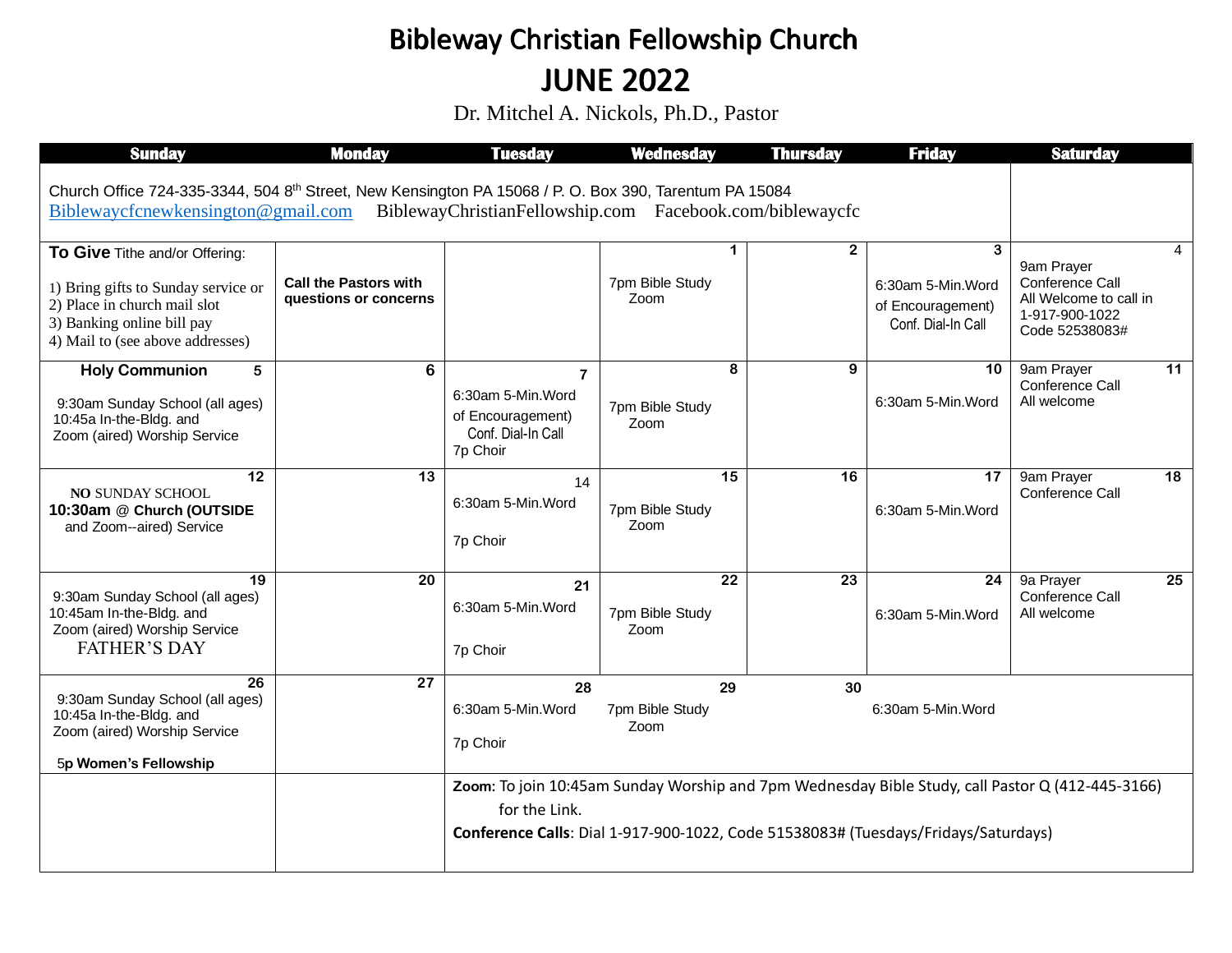# Bibleway Christian Fellowship Church

# JUNE 2022

Dr. Mitchel A. Nickols, Ph.D., Pastor

| Sunday | Monday | Tuesday | Wednesday | Thursday | Friday | Saturday |
|---|---|---|---|---|---|---|
| Church Office 724-335-3344, 504 8th Street, New Kensington PA 15068 / P. O. Box 390, Tarentum PA 15084 Biblewaycfcnewkensington@gmail.com BiblewayChristianFellowship.com Facebook.com/biblewaycfc | | | | | | |
| **To Give** Tithe and/or Offering: 1) Bring gifts to Sunday service or 2) Place in church mail slot 3) Banking online bill pay 4) Mail to (see above addresses) | **Call the Pastors with questions or concerns** | | 1<br>7pm Bible Study Zoom | 2 | 3<br>6:30am 5-Min.Word of Encouragement) Conf. Dial-In Call | 4<br>9am Prayer Conference Call All Welcome to call in 1-917-900-1022 Code 52538083# |
| 5<br>**Holy Communion**<br>9:30am Sunday School (all ages) 10:45a In-the-Bldg. and Zoom (aired) Worship Service | 6 | 7<br>6:30am 5-Min.Word of Encouragement) Conf. Dial-In Call 7p Choir | 8<br>7pm Bible Study Zoom | 9 | 10<br>6:30am 5-Min.Word | 11<br>9am Prayer Conference Call All welcome |
| 12<br>**NO** SUNDAY SCHOOL **10:30am @ Church (OUTSIDE** and Zoom--aired) Service | 13 | 14<br>6:30am 5-Min.Word<br>7p Choir | 15<br>7pm Bible Study Zoom | 16 | 17<br>6:30am 5-Min.Word | 18<br>9am Prayer Conference Call |
| 19<br>9:30am Sunday School (all ages) 10:45am In-the-Bldg. and Zoom (aired) Worship Service FATHER'S DAY | 20 | 21<br>6:30am 5-Min.Word<br>7p Choir | 22<br>7pm Bible Study Zoom | 23 | 24<br>6:30am 5-Min.Word | 25<br>9a Prayer Conference Call All welcome |
| 26<br>9:30am Sunday School (all ages) 10:45a In-the-Bldg. and Zoom (aired) Worship Service<br>5**p Women's Fellowship** | 27 | 28<br>6:30am 5-Min.Word<br>7p Choir | 29<br>7pm Bible Study Zoom | 30<br>6:30am 5-Min.Word | | |
| | | **Zoom:** To join 10:45am Sunday Worship and 7pm Wednesday Bible Study, call Pastor Q (412-445-3166) for the Link.<br>**Conference Calls**: Dial 1-917-900-1022, Code 51538083# (Tuesdays/Fridays/Saturdays) | | | | |